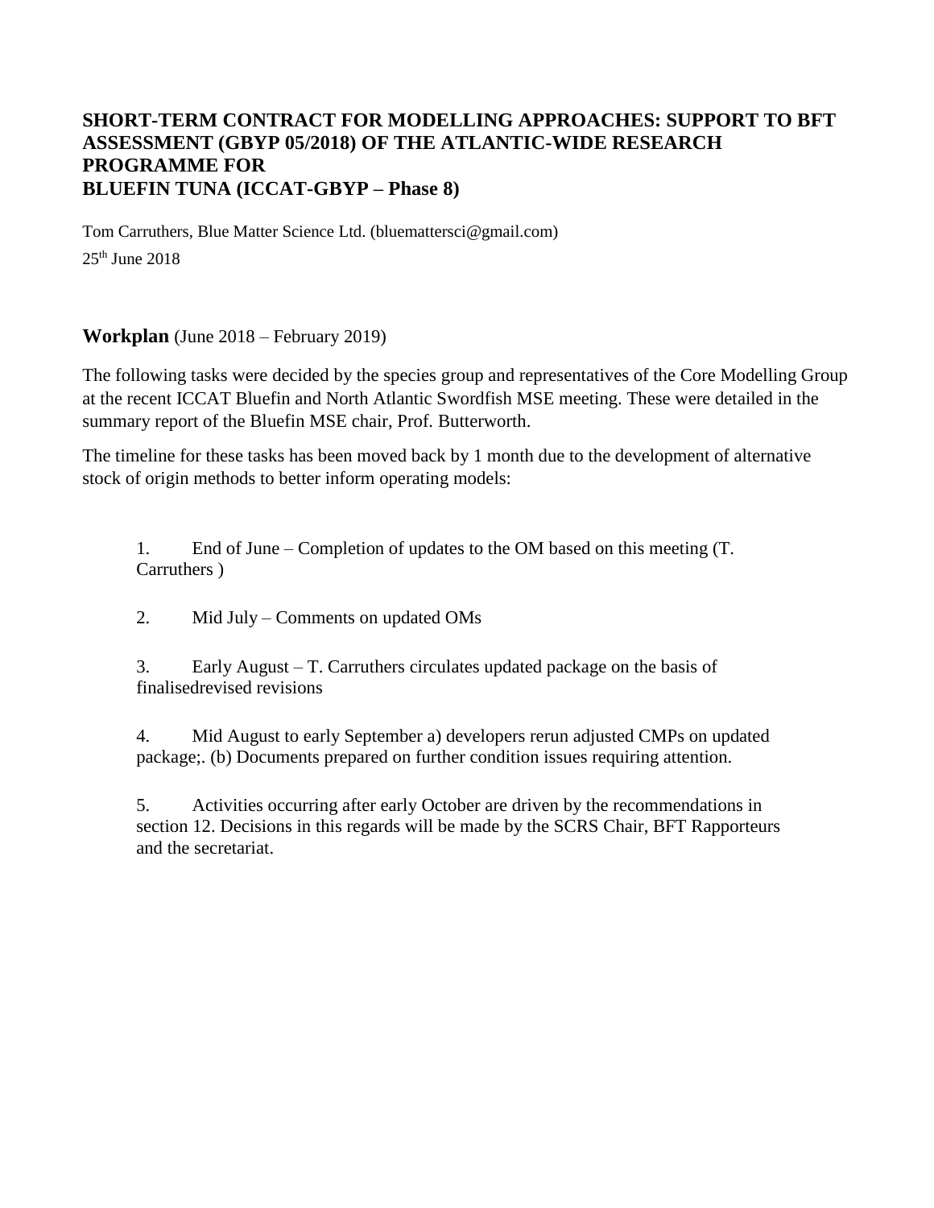# SHORT-TERM CONTRACT FOR MODELLING APPROACHES: SUPPORT TO BFT ASSESSMENT (GBYP 05/2018) OF THE ATLANTIC-WIDE RESEARCH PROGRAMME FOR BLUEFIN TUNA (ICCAT-GBYP – Phase 8)

Tom Carruthers, Blue Matter Science Ltd. (bluemattersci@gmail.com)

25th June 2018

## **Workplan** (June 2018 – February 2019)

The following tasks were decided by the species group and representatives of the Core Modelling Group at the recent ICCAT Bluefin and North Atlantic Swordfish MSE meeting. These were detailed in the summary report of the Bluefin MSE chair, Prof. Butterworth.

The timeline for these tasks has been moved back by 1 month due to the development of alternative stock of origin methods to better inform operating models:

1. End of June – Completion of updates to the OM based on this meeting (T. Carruthers )

2. Mid July – Comments on updated OMs

3. Early August – T. Carruthers circulates updated package on the basis of finalisedrevised revisions

4. Mid August to early September a) developers rerun adjusted CMPs on updated package;. (b) Documents prepared on further condition issues requiring attention.

5. Activities occurring after early October are driven by the recommendations in section 12. Decisions in this regards will be made by the SCRS Chair, BFT Rapporteurs and the secretariat.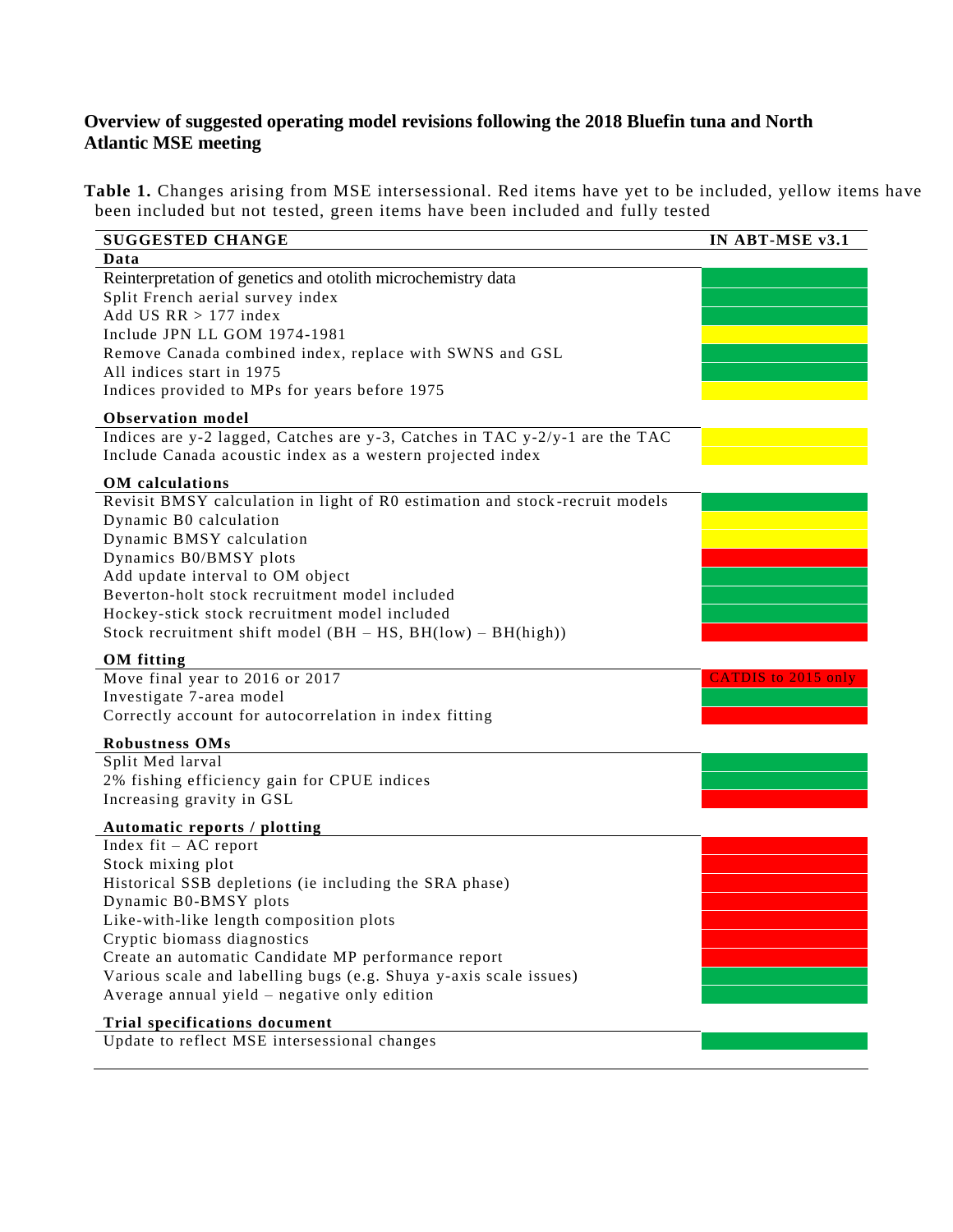### Overview of suggested operating model revisions following the 2018 Bluefin tuna and North Atlantic MSE meeting

**Table 1.** Changes arising from MSE intersessional. Red items have yet to be included, yellow items have been included but not tested, green items have been included and fully tested

| SUGGESTED CHANGE | IN ABT-MSE v3.1 |
|---|---|
| **Data** | |
| Reinterpretation of genetics and otolith microchemistry data | |
| Split French aerial survey index | |
| Add US RR > 177 index | |
| Include JPN LL GOM 1974-1981 | |
| Remove Canada combined index, replace with SWNS and GSL | |
| All indices start in 1975 | |
| Indices provided to MPs for years before 1975 | |
| **Observation model** | |
| Indices are y-2 lagged, Catches are y-3, Catches in TAC y-2/y-1 are the TAC | |
| Include Canada acoustic index as a western projected index | |
| **OM calculations** | |
| Revisit BMSY calculation in light of R0 estimation and stock-recruit models | |
| Dynamic B0 calculation | |
| Dynamic BMSY calculation | |
| Dynamics B0/BMSY plots | |
| Add update interval to OM object | |
| Beverton-holt stock recruitment model included | |
| Hockey-stick stock recruitment model included | |
| Stock recruitment shift model (BH – HS, BH(low) – BH(high)) | |
| **OM fitting** | |
| Move final year to 2016 or 2017 | CATDIS to 2015 only |
| Investigate 7-area model | |
| Correctly account for autocorrelation in index fitting | |
| **Robustness OMs** | |
| Split Med larval | |
| 2% fishing efficiency gain for CPUE indices | |
| Increasing gravity in GSL | |
| **Automatic reports / plotting** | |
| Index fit – AC report | |
| Stock mixing plot | |
| Historical SSB depletions (ie including the SRA phase) | |
| Dynamic B0-BMSY plots | |
| Like-with-like length composition plots | |
| Cryptic biomass diagnostics | |
| Create an automatic Candidate MP performance report | |
| Various scale and labelling bugs (e.g. Shuya y-axis scale issues) | |
| Average annual yield – negative only edition | |
| **Trial specifications document** | |
| Update to reflect MSE intersessional changes | |